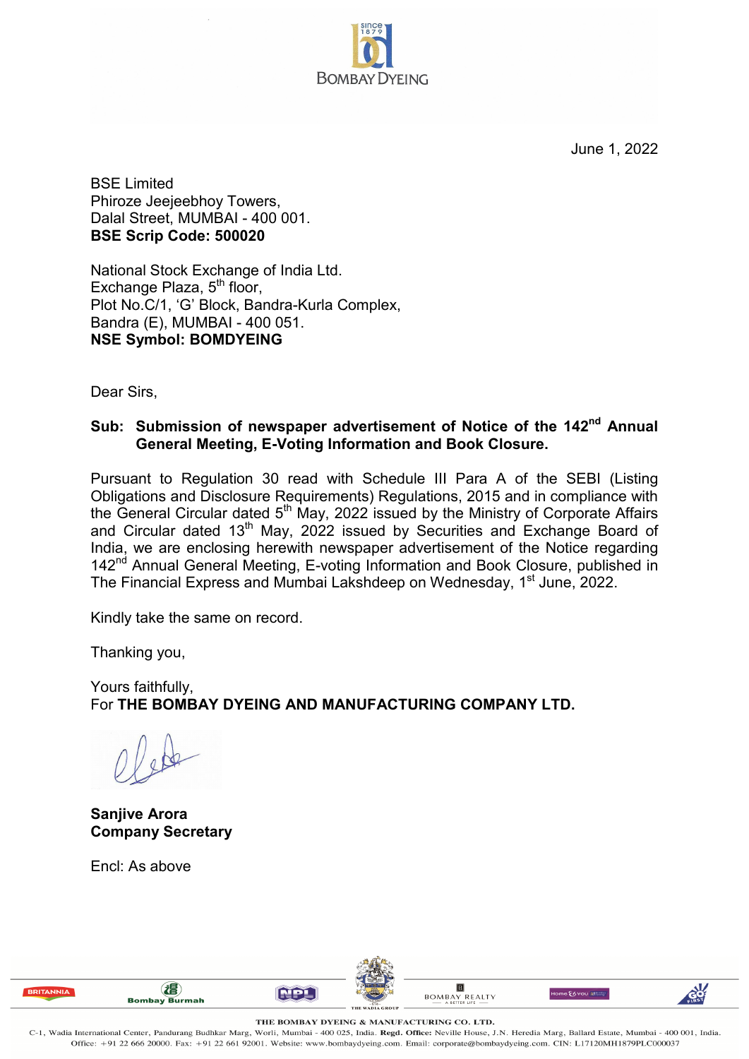June 1, 2022

BSE Limited
Phiroze Jeejeebhoy Towers,
Dalal Street, MUMBAI - 400 001.
**BSE Scrip Code: 500020**

National Stock Exchange of India Ltd.
Exchange Plaza, 5th floor,
Plot No.C/1, 'G' Block, Bandra-Kurla Complex,
Bandra (E), MUMBAI - 400 051.
**NSE Symbol: BOMDYEING**

Dear Sirs,

**Sub: Submission of newspaper advertisement of Notice of the 142nd Annual General Meeting, E-Voting Information and Book Closure.**

Pursuant to Regulation 30 read with Schedule III Para A of the SEBI (Listing Obligations and Disclosure Requirements) Regulations, 2015 and in compliance with the General Circular dated 5th May, 2022 issued by the Ministry of Corporate Affairs and Circular dated 13th May, 2022 issued by Securities and Exchange Board of India, we are enclosing herewith newspaper advertisement of the Notice regarding 142nd Annual General Meeting, E-voting Information and Book Closure, published in The Financial Express and Mumbai Lakshdeep on Wednesday, 1st June, 2022.

Kindly take the same on record.

Thanking you,

Yours faithfully,
For **THE BOMBAY DYEING AND MANUFACTURING COMPANY LTD.**

**Sanjive Arora**
**Company Secretary**

Encl: As above

**THE BOMBAY DYEING & MANUFACTURING CO. LTD.**
C-1, Wadia International Center, Pandurang Budhkar Marg, Worli, Mumbai - 400 025, India. **Regd. Office:** Neville House, J.N. Heredia Marg, Ballard Estate, Mumbai - 400 001, India. Office: +91 22 666 20000. Fax: +91 22 661 92001. Website: www.bombaydyeing.com. Email: corporate@bombaydyeing.com. CIN: L17120MH1879PLC000037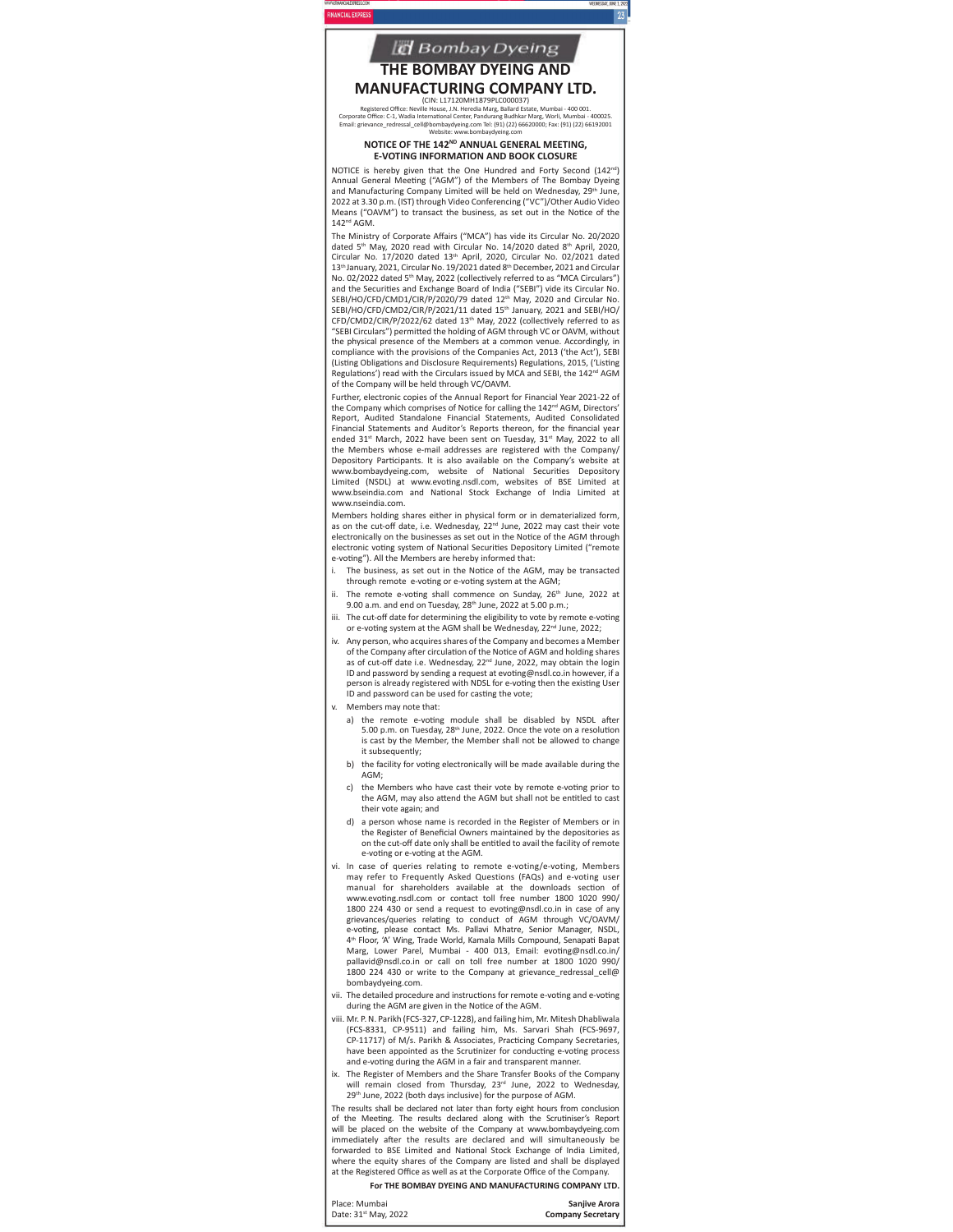Bombay Dyeing

# THE BOMBAY DYEING AND MANUFACTURING COMPANY LTD.

(CIN: L17120MH1879PLC000037)

Registered Office: Neville House, J.N. Heredia Marg, Ballard Estate, Mumbai - 400 001.
Corporate Office: C-1, Wadia International Center, Pandurang Budhkar Marg, Worli, Mumbai - 400025.
Email: grievance_redressal_cell@bombaydyeing.com Tel: (91) (22) 66620000; Fax: (91) (22) 66192001
Website: www.bombaydyeing.com

## NOTICE OF THE 142ND ANNUAL GENERAL MEETING, E-VOTING INFORMATION AND BOOK CLOSURE

NOTICE is hereby given that the One Hundred and Forty Second (142nd) Annual General Meeting ("AGM") of the Members of The Bombay Dyeing and Manufacturing Company Limited will be held on Wednesday, 29th June, 2022 at 3.30 p.m. (IST) through Video Conferencing ("VC")/Other Audio Video Means ("OAVM") to transact the business, as set out in the Notice of the 142nd AGM.

The Ministry of Corporate Affairs ("MCA") has vide its Circular No. 20/2020 dated 5th May, 2020 read with Circular No. 14/2020 dated 8th April, 2020, Circular No. 17/2020 dated 13th April, 2020, Circular No. 02/2021 dated 13th January, 2021, Circular No. 19/2021 dated 8th December, 2021 and Circular No. 02/2022 dated 5th May, 2022 (collectively referred to as "MCA Circulars") and the Securities and Exchange Board of India ("SEBI") vide its Circular No. SEBI/HO/CFD/CMD1/CIR/P/2020/79 dated 12th May, 2020 and Circular No. SEBI/HO/CFD/CMD2/CIR/P/2021/11 dated 15th January, 2021 and SEBI/HO/CFD/CMD2/CIR/P/2022/62 dated 13th May, 2022 (collectively referred to as "SEBI Circulars") permitted the holding of AGM through VC or OAVM, without the physical presence of the Members at a common venue. Accordingly, in compliance with the provisions of the Companies Act, 2013 ('the Act'), SEBI (Listing Obligations and Disclosure Requirements) Regulations, 2015, ('Listing Regulations') read with the Circulars issued by MCA and SEBI, the 142nd AGM of the Company will be held through VC/OAVM.

Further, electronic copies of the Annual Report for Financial Year 2021-22 of the Company which comprises of Notice for calling the 142nd AGM, Directors' Report, Audited Standalone Financial Statements, Audited Consolidated Financial Statements and Auditor's Reports thereon, for the financial year ended 31st March, 2022 have been sent on Tuesday, 31st May, 2022 to all the Members whose e-mail addresses are registered with the Company/ Depository Participants. It is also available on the Company's website at www.bombaydyeing.com, website of National Securities Depository Limited (NSDL) at www.evoting.nsdl.com, websites of BSE Limited at www.bseindia.com and National Stock Exchange of India Limited at www.nseindia.com.

Members holding shares either in physical form or in dematerialized form, as on the cut-off date, i.e. Wednesday, 22nd June, 2022 may cast their vote electronically on the businesses as set out in the Notice of the AGM through electronic voting system of National Securities Depository Limited ("remote e-voting"). All the Members are hereby informed that:

i. The business, as set out in the Notice of the AGM, may be transacted through remote e-voting or e-voting system at the AGM;

ii. The remote e-voting shall commence on Sunday, 26th June, 2022 at 9.00 a.m. and end on Tuesday, 28th June, 2022 at 5.00 p.m.;

iii. The cut-off date for determining the eligibility to vote by remote e-voting or e-voting system at the AGM shall be Wednesday, 22nd June, 2022;

iv. Any person, who acquires shares of the Company and becomes a Member of the Company after circulation of the Notice of AGM and holding shares as of cut-off date i.e. Wednesday, 22nd June, 2022, may obtain the login ID and password by sending a request at evoting@nsdl.co.in however, if a person is already registered with NSDL for e-voting then the existing User ID and password can be used for casting the vote;

v. Members may note that:

   a) the remote e-voting module shall be disabled by NSDL after 5.00 p.m. on Tuesday, 28th June, 2022. Once the vote on a resolution is cast by the Member, the Member shall not be allowed to change it subsequently;

   b) the facility for voting electronically will be made available during the AGM;

   c) the Members who have cast their vote by remote e-voting prior to the AGM, may also attend the AGM but shall not be entitled to cast their vote again; and

   d) a person whose name is recorded in the Register of Members or in the Register of Beneficial Owners maintained by the depositories as on the cut-off date only shall be entitled to avail the facility of remote e-voting or e-voting at the AGM.

vi. In case of queries relating to remote e-voting/e-voting, Members may refer to Frequently Asked Questions (FAQs) and e-voting user manual for shareholders available at the downloads section of www.evoting.nsdl.com or contact toll free number 1800 1020 990/ 1800 224 430 or send a request to evoting@nsdl.co.in in case of any grievances/queries relating to conduct of AGM through VC/OAVM/ e-voting, please contact Ms. Pallavi Mhatre, Senior Manager, NSDL, 4th Floor, 'A' Wing, Trade World, Kamala Mills Compound, Senapati Bapat Marg, Lower Parel, Mumbai - 400 013, Email: evoting@nsdl.co.in/ pallavid@nsdl.co.in or call on toll free number at 1800 1020 990/ 1800 224 430 or write to the Company at grievance_redressal_cell@ bombaydyeing.com.

vii. The detailed procedure and instructions for remote e-voting and e-voting during the AGM are given in the Notice of the AGM.

viii. Mr. P. N. Parikh (FCS-327, CP-1228), and failing him, Mr. Mitesh Dhabliwala (FCS-8331, CP-9511) and failing him, Ms. Sarvari Shah (FCS-9697, CP-11717) of M/s. Parikh & Associates, Practicing Company Secretaries, have been appointed as the Scrutinizer for conducting e-voting process and e-voting during the AGM in a fair and transparent manner.

ix. The Register of Members and the Share Transfer Books of the Company will remain closed from Thursday, 23rd June, 2022 to Wednesday, 29th June, 2022 (both days inclusive) for the purpose of AGM.

The results shall be declared not later than forty eight hours from conclusion of the Meeting. The results declared along with the Scrutiniser's Report will be placed on the website of the Company at www.bombaydyeing.com immediately after the results are declared and will simultaneously be forwarded to BSE Limited and National Stock Exchange of India Limited, where the equity shares of the Company are listed and shall be displayed at the Registered Office as well as at the Corporate Office of the Company.

**For THE BOMBAY DYEING AND MANUFACTURING COMPANY LTD.**

Place: Mumbai
Date: 31st May, 2022

**Sanjive Arora**
**Company Secretary**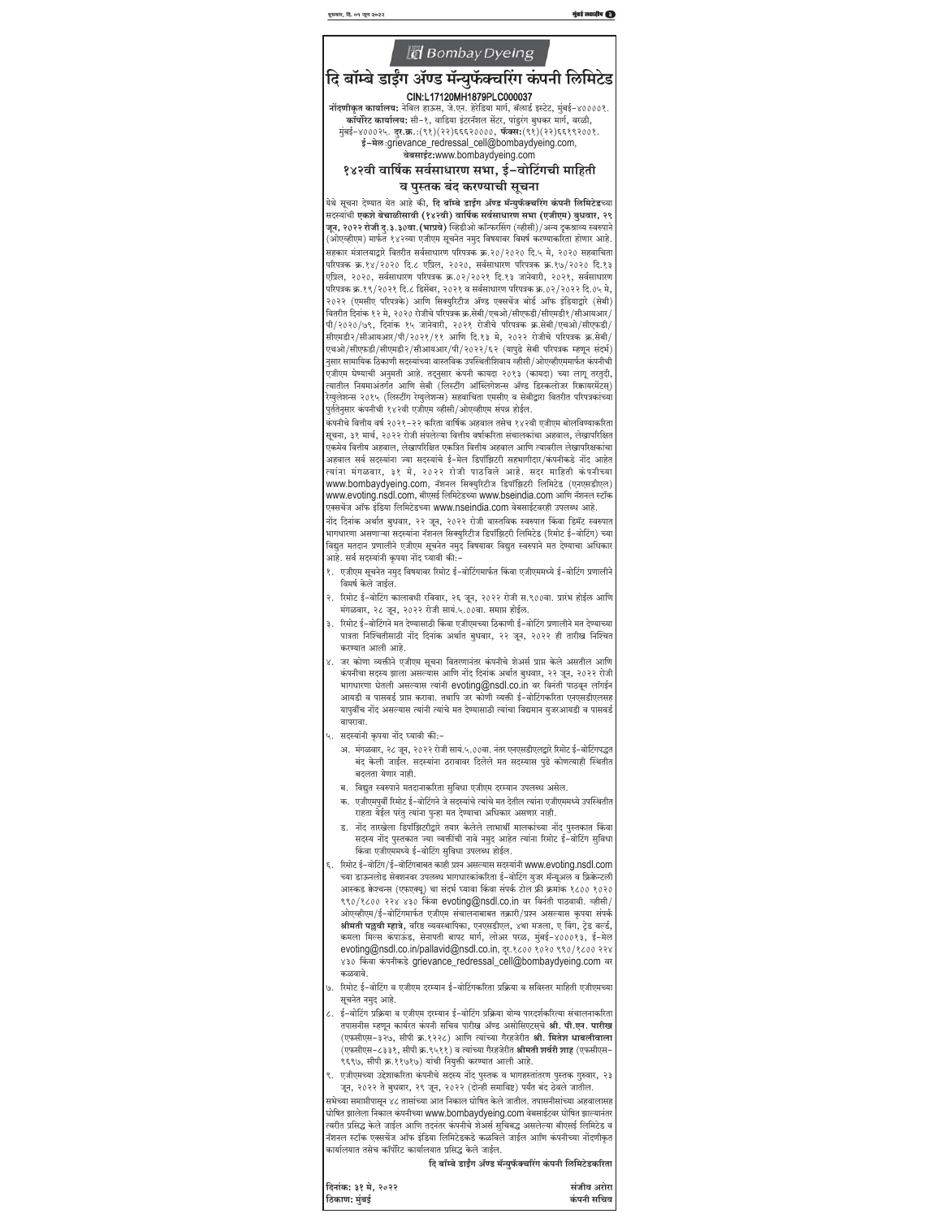Bombay Dyeing

# दि बॉम्बे डाईंग ॲण्ड मॅन्युफॅक्चरिंग कंपनी लिमिटेड

**CIN:L17120MH1879PLC000037**

**नोंदणीकृत कार्यालय:** नेविल हाऊस, जे.एन. हेरेडिया मार्ग, बॅलार्ड इस्टेट, मुंबई-४००००१.
**कॉर्पोरेट कार्यालय:** सी-१, वाडिया इंटरनॅशनल सेंटर, पांडुरंग बुधकर मार्ग, वरळी, मुंबई-४०००२५. **दूर.क्र.:**(९१)(२२)६६६२००००, **फॅक्स:**(९१)(२२)६६१९२००१.
**ई-मेल:**grievance_redressal_cell@bombaydyeing.com,
**वेबसाईट:**www.bombaydyeing.com

## १४२वी वार्षिक सर्वसाधारण सभा, ई-वोटिंगची माहिती व पुस्तक बंद करण्याची सूचना

येथे सूचना देण्यात येत आहे की, **दि बॉम्बे डाईंग ॲण्ड मॅन्युफॅक्चरिंग कंपनी लिमिटेड**च्या सदस्यांची **एकशे बेचाळीसावी (१४२वी) वार्षिक सर्वसाधारण सभा (एजीएम) बुधवार, २९ जून, २०२२ रोजी दु.३.३०वा.(भाप्रवे)** व्हिडीओ कॉन्फरसिंग (व्हीसी)/अन्य दृकश्राव्य स्वरुपाने (ओएव्हीएम) मार्फत १४२व्या एजीएम सूचनेत नमुद विषयावर विमर्ष करण्याकरिता होणार आहे.

सहकार मंत्रालयाद्वारे वितरीत सर्वसाधारण परिपत्रक क्र.२०/२०२० दि.५ मे, २०२० सहवाचिता परिपत्रक क्र.१४/२०२० दि.८ एप्रिल, २०२०, सर्वसाधारण परिपत्रक क्र.१७/२०२० दि.१३ एप्रिल, २०२०, सर्वसाधारण परिपत्रक क्र.०२/२०२१ दि.१३ जानेवारी, २०२१, सर्वसाधारण परिपत्रक क्र.१९/२०२१ दि.८ डिसेंबर, २०२१ व सर्वसाधारण परिपत्रक क्र.०२/२०२२ दि.०५ मे, २०२२ (एमसीए परिपत्रके) आणि सिक्युरिटीज ॲण्ड एक्सचेंज बोर्ड ऑफ इंडियाद्वारे (सेबी) वितरीत दिनांक १२ मे, २०२० रोजीचे परिपत्रक क्र.सेबी/एचओ/सीएफडी/सीएमडी१/सीआयआर/पी/२०२०/७९, दिनांक १५ जानेवारी, २०२१ रोजीचे परिपत्रक क्र.सेबी/एचओ/सीएफडी/सीएमडी२/सीआयआर/पी/२०२१/११ आणि दि.१३ मे, २०२२ रोजीचे परिपत्रक क्र.सेबी/एचओ/सीएफडी/सीएमडी२/सीआयआर/पी/२०२२/६२ (यापुढे सेबी परिपत्रक म्हणून संदर्भ) नुसार सामायिक ठिकाणी सदस्यांच्या वास्तविक उपस्थितीशिवाय व्हीसी/ओएव्हीएममार्फत कंपनीची एजीएम घेण्याची अनुमती आहे. तद्नुसार कंपनी कायदा २०१३ (कायदा) च्या लागू तरतुदी, त्यातील नियमाअंतर्गत आणि सेबी (लिस्टींग ऑब्लिगेशन्स ॲण्ड डिस्कलोजर रिक्वायरमेंट्स) रेग्युलेशन्स २०१५ (लिस्टींग रेग्युलेशन्स) सहवाचिता एमसीए व सेबीद्वारा वितरीत परिपत्रकांच्या पुर्ततेनुसार कंपनीची १४२वी एजीएम व्हीसी/ओएव्हीएम संपन्न होईल.

कंपनीचे वित्तीय वर्ष २०२१-२२ करिता वार्षिक अहवाल तसेच १४२वी एजीएम बोलविण्याकरिता सूचना, ३१ मार्च, २०२२ रोजी संपलेल्या वित्तीय वर्षाकरिता संचालकांचा अहवाल, लेखापरिक्षित एकमेव वित्तीय अहवाल, लेखापरिक्षित एकत्रित वित्तीय अहवाल आणि त्यावरील लेखापरिक्षकांचा अहवाल सर्व सदस्यांना ज्या सदस्यांचे ई-मेल डिपॉझिटरी सहभागीदार/कंपनीकडे नोंद आहेत त्यांना मंगळवार, ३१ मे, २०२२ रोजी पाठविले आहे. सदर माहिती कंपनीच्या www.bombaydyeing.com, नॅशनल सिक्युरिटीज डिपॉझिटरी लिमिटेड (एनएसडीएल) www.evoting.nsdl.com, बीएसई लिमिटेडच्या www.bseindia.com आणि नॅशनल स्टॉक एक्सचेंज ऑफ इंडिया लिमिटेडच्या www.nseindia.com वेबसाईटवरही उपलब्ध आहे.

नोंद दिनांक अर्थात बुधवार, २२ जून, २०२२ रोजी वास्तविक स्वरुपात किंवा डिमट स्वरुपात भागधारणा असणाऱ्या सदस्यांना नॅशनल सिक्युरिटीज डिपॉझिटरी लिमिटेड (रिमोट ई-वोटिंग) च्या विद्युत मतदान प्रणालीने एजीएम सूचनेत नमुद विषयावर विद्युत स्वरुपाने मत देण्याचा अधिकार आहे. सर्व सदस्यांनी कृपया नोंद घ्यावी की:-

१. एजीएम सूचनेत नमुद विषयावर रिमोट ई-वोटिंगमार्फत किंवा एजीएममध्ये ई-वोटिंग प्रणालीने विमर्ष केले जाईल.
२. रिमोट ई-वोटिंग कालावधी रविवार, २६ जून, २०२२ रोजी स.९.००वा. प्रारंभ होईल आणि मंगळवार, २८ जून, २०२२ रोजी सायं.५.००वा. समाप्त होईल.
३. रिमोट ई-वोटिंगने मत देण्यासाठी किंवा एजीएमच्या ठिकाणी ई-वोटिंग प्रणालीने मत देण्याच्या पात्रता निश्चितीसाठी नोंद दिनांक अर्थात बुधवार, २२ जून, २०२२ ही तारीख निश्चित करण्यात आली आहे.
४. जर कोणा व्यक्तीने एजीएम सूचना वितरणानंतर कंपनीचे शेअर्स प्राप्त केले असतील आणि कंपनीचा सदस्य झाला असल्यास आणि नोंद दिनांक अर्थात बुधवार, २२ जून, २०२२ रोजी भागधारणा घेतली असल्यास त्यांनी evoting@nsdl.co.in वर विनंती पाठवून लॉगईन आयडी व पासवर्ड प्राप्त करावा. तथापि जर कोणी व्यक्ती ई-वोटिंगकरिता एनएसडीएलसह यापुर्वीच नोंद असल्यास त्यांनी त्यांचे मत देण्यासाठी त्यांचा विद्यमान युजरआयडी व पासवर्ड वापरावा.
५. सदस्यांनी कृपया नोंद घ्यावी की:-
   - अ. मंगळवार, २८ जून, २०२२ रोजी सायं.५.००वा. नंतर एनएसडीएलद्वारे रिमोट ई-वोटिंगपद्धत बंद केली जाईल. सदस्यांना ठरावावर दिलेले मत सदस्यास पुढे कोणत्याही स्थितीत बदलता येणार नाही.
   - ब. विद्युत स्वरुपाने मतदानाकरिता सुविधा एजीएम दरम्यान उपलब्ध असेल.
   - क. एजीएमपुर्वी रिमोट ई-वोटिंगने जे सदस्यांनी त्यांचे मत देतील त्यांना एजीएममध्ये उपस्थितीत राहता येईल परंतु त्यांना पुन्हा मत देण्याचा अधिकार असणार नाही.
   - ड. नोंद तारखेला डिपॉझिटरीद्वारे तयार केलेले लाभार्थी मालकांच्या नोंद पुस्तकात किंवा सदस्य नोंद पुस्तकात ज्या व्यक्तींची नावे नमुद आहेत त्यांना रिमोट ई-वोटिंग सुविधा किंवा एजीएममध्ये ई-वोटिंग सुविधा उपलब्ध होईल.
६. रिमोट ई-वोटिंग/ई-वोटिंगबाबत काही प्रश्न असल्यास सदस्यांनी www.evoting.nsdl.com च्या डाऊनलोड सेक्शनवर उपलब्ध भागधारकांकरिता ई-वोटिंग युजर मॅन्युअल व फ्रिकेन्टली आस्कड केश्चन्स (एफएक्यू) चा संदर्भ घ्यावा किंवा संपर्क टोल फ्री क्रमांक १८०० १०२० ९९०/१८०० २२४ ४३० किंवा evoting@nsdl.co.in वर विनंती पाठवावी. व्हीसी/ओएव्हीएम/ई-वोटिंगमार्फत एजीएम संचालनाबाबत तक्रारी/प्रश्न असल्यास कृपया संपर्क **श्रीमती पल्लवी म्हात्रे**, वरिष्ठ व्यवस्थापिका, एनएसडीएल, ४था मजला, ए विंग, ट्रेड वर्ल्ड, कमला मिल्स कंपाऊंड, सेनापती बापट मार्ग, लोअर परळ, मुंबई-४०००१३, ई-मेल evoting@nsdl.co.in/pallavid@nsdl.co.in, दूर.१८०० १०२० ९९०/१८०० २२४ ४३० किंवा कंपनीकडे grievance_redressal_cell@bombaydyeing.com वर कळवावे.
७. रिमोट ई-वोटिंग व एजीएम दरम्यान ई-वोटिंगकरिता प्रक्रिया व सविस्तर माहिती एजीएमच्या सूचनेत नमुद आहे.
८. ई-वोटिंग प्रक्रिया व एजीएम दरम्यान ई-वोटिंग प्रक्रिया योग्य पारदर्शकरित्या संचालनाकरिता तपासनीस म्हणून कार्यरत कंपनी सचिव पारीख ॲण्ड असोसिएट्सचे **श्री. पी.एन. पारीख** (एफसीएस-३२७, सीपी क्र.१२२८) आणि त्यांच्या गैरहजेरीत **श्री. मितेश धाबलीवाला** (एफसीएस-८३३१, सीपी क्र.९५११) व त्यांच्या गैरहजेरीत **श्रीमती शर्वरी शाह** (एफसीएस-९६९७, सीपी क्र.११७१७) यांची नियुक्ती करण्यात आली आहे.
९. एजीएमच्या उद्देशाकरिता कंपनीचे सदस्य नोंद पुस्तक व भागहस्तांतरण पुस्तक गुरुवार, २३ जून, २०२२ ते बुधवार, २९ जून, २०२२ (दोन्ही समाविष्ट) पर्यंत बंद ठेवले जातील.

सभेच्या समाप्तीपासून ४८ तासांच्या आत निकाल घोषित केले जातील. तपासनीसांच्या अहवालासह घोषित झालेला निकाल कंपनीच्या www.bombaydyeing.com वेबसाईटवर घोषित झाल्यानंतर त्वरीत प्रसिद्ध केले जाईल आणि तदनंतर कंपनीचे शेअर्स सुचिबद्ध असलेल्या बीएसई लिमिटेड व नॅशनल स्टॉक एक्सचेंज ऑफ इंडिया लिमिटेडकडे कळविले जाईल आणि कंपनीच्या नोंदणीकृत कार्यालयात तसेच कॉर्पोरेट कार्यालयात प्रसिद्ध केले जाईल.

**दि बॉम्बे डाईंग ॲण्ड मॅन्युफॅक्चरिंग कंपनी लिमिटेडकरिता**

**दिनांक: ३१ मे, २०२२**
**ठिकाण: मुंबई**

**संजीव अरोरा**
**कंपनी सचिव**